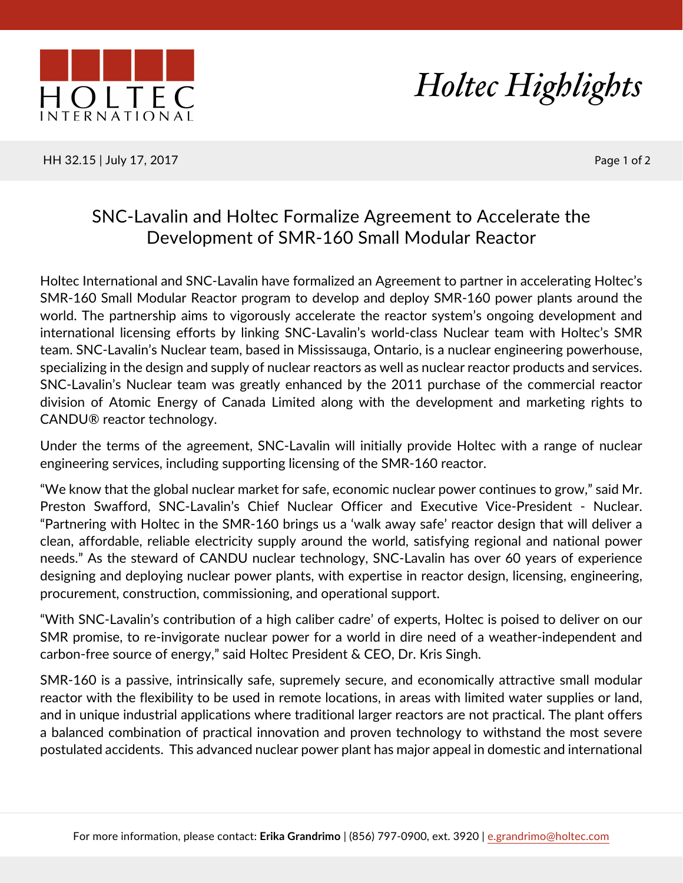*Holtec Highlights*

HH 32.15 | July 17, 2017

# SNC-Lavalin and Holtec Formalize Agreement to Accelerate the Development of SMR-160 Small Modular Reactor

Holtec International and SNC-Lavalin have formalized an Agreement to partner in accelerating Holtec's SMR-160 Small Modular Reactor program to develop and deploy SMR-160 power plants around the world. The partnership aims to vigorously accelerate the reactor system's ongoing development and international licensing efforts by linking SNC-Lavalin's world-class Nuclear team with Holtec's SMR team. SNC-Lavalin's Nuclear team, based in Mississauga, Ontario, is a nuclear engineering powerhouse, specializing in the design and supply of nuclear reactors as well as nuclear reactor products and services. SNC-Lavalin's Nuclear team was greatly enhanced by the 2011 purchase of the commercial reactor division of Atomic Energy of Canada Limited along with the development and marketing rights to CANDU® reactor technology.

Under the terms of the agreement, SNC-Lavalin will initially provide Holtec with a range of nuclear engineering services, including supporting licensing of the SMR-160 reactor.

"We know that the global nuclear market for safe, economic nuclear power continues to grow," said Mr. Preston Swafford, SNC-Lavalin's Chief Nuclear Officer and Executive Vice-President - Nuclear. "Partnering with Holtec in the SMR-160 brings us a 'walk away safe' reactor design that will deliver a clean, affordable, reliable electricity supply around the world, satisfying regional and national power needs." As the steward of CANDU nuclear technology, SNC-Lavalin has over 60 years of experience designing and deploying nuclear power plants, with expertise in reactor design, licensing, engineering, procurement, construction, commissioning, and operational support.

"With SNC-Lavalin's contribution of a high caliber cadre' of experts, Holtec is poised to deliver on our SMR promise, to re-invigorate nuclear power for a world in dire need of a weather-independent and carbon-free source of energy," said Holtec President & CEO, Dr. Kris Singh.

SMR-160 is a passive, intrinsically safe, supremely secure, and economically attractive small modular reactor with the flexibility to be used in remote locations, in areas with limited water supplies or land, and in unique industrial applications where traditional larger reactors are not practical. The plant offers a balanced combination of practical innovation and proven technology to withstand the most severe postulated accidents. This advanced nuclear power plant has major appeal in domestic and international

For more information, please contact: **Erika Grandrimo** | (856) 797-0900, ext. 3920 | e.grandrimo@holtec.com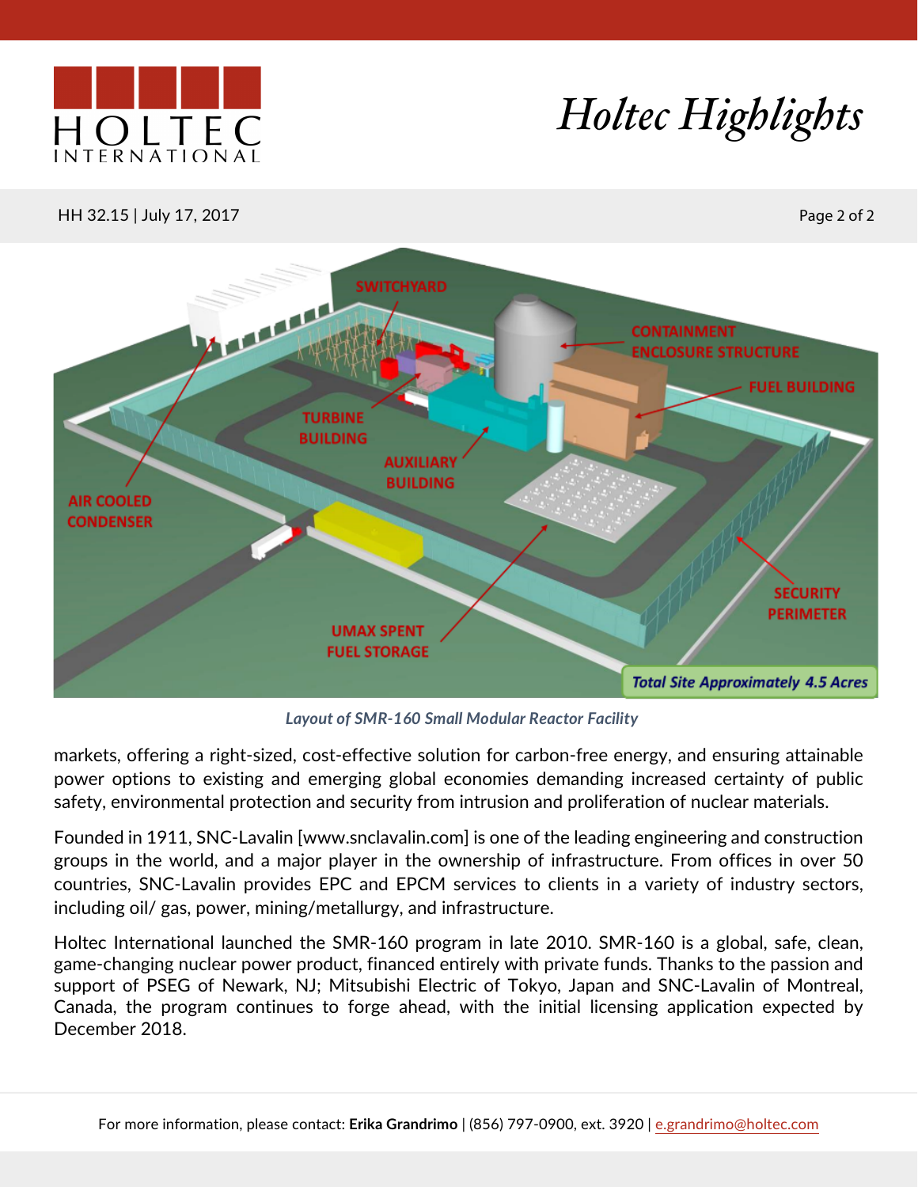SWITCHYARD
CONTAINMENT ENCLOSURE STRUCTURE
FUEL BUILDING
TURBINE BUILDING
AUXILIARY BUILDING
AIR COOLED CONDENSER
SECURITY PERIMETER
UMAX SPENT FUEL STORAGE
Total Site Approximately 4.5 Acres

*Layout of SMR-160 Small Modular Reactor Facility*

markets, offering a right-sized, cost-effective solution for carbon-free energy, and ensuring attainable power options to existing and emerging global economies demanding increased certainty of public safety, environmental protection and security from intrusion and proliferation of nuclear materials.

Founded in 1911, SNC-Lavalin [www.snclavalin.com] is one of the leading engineering and construction groups in the world, and a major player in the ownership of infrastructure. From offices in over 50 countries, SNC-Lavalin provides EPC and EPCM services to clients in a variety of industry sectors, including oil/ gas, power, mining/metallurgy, and infrastructure.

Holtec International launched the SMR-160 program in late 2010. SMR-160 is a global, safe, clean, game-changing nuclear power product, financed entirely with private funds. Thanks to the passion and support of PSEG of Newark, NJ; Mitsubishi Electric of Tokyo, Japan and SNC-Lavalin of Montreal, Canada, the program continues to forge ahead, with the initial licensing application expected by December 2018.

For more information, please contact: **Erika Grandrimo** | (856) 797-0900, ext. 3920 | e.grandrimo@holtec.com